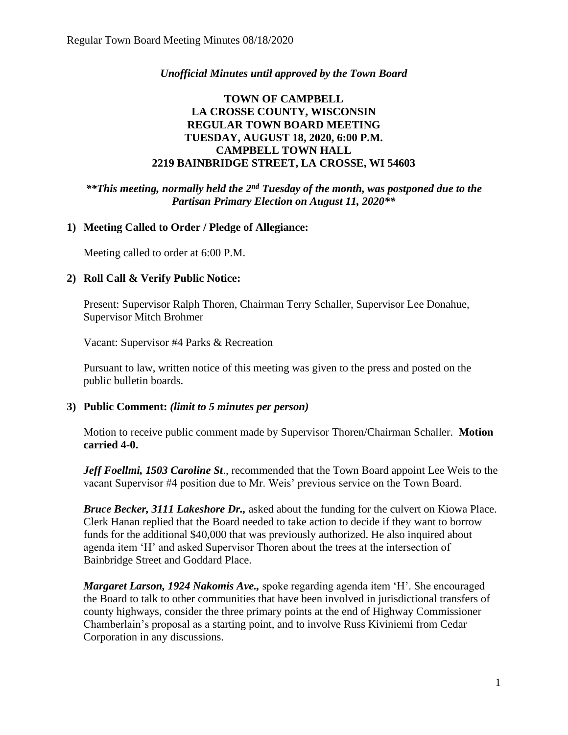*Unofficial Minutes until approved by the Town Board*

# TOWN OF CAMPBELL
## LA CROSSE COUNTY, WISCONSIN
## REGULAR TOWN BOARD MEETING
## TUESDAY, AUGUST 18, 2020, 6:00 P.M.
## CAMPBELL TOWN HALL
## 2219 BAINBRIDGE STREET, LA CROSSE, WI 54603

***\*\*This meeting, normally held the 2nd Tuesday of the month, was postponed due to the Partisan Primary Election on August 11, 2020\*\****

### 1) Meeting Called to Order / Pledge of Allegiance:

Meeting called to order at 6:00 P.M.

### 2) Roll Call & Verify Public Notice:

Present: Supervisor Ralph Thoren, Chairman Terry Schaller, Supervisor Lee Donahue, Supervisor Mitch Brohmer

Vacant: Supervisor #4 Parks & Recreation

Pursuant to law, written notice of this meeting was given to the press and posted on the public bulletin boards.

### 3) Public Comment: *(limit to 5 minutes per person)*

Motion to receive public comment made by Supervisor Thoren/Chairman Schaller. **Motion carried 4-0.**

***Jeff Foellmi, 1503 Caroline St***., recommended that the Town Board appoint Lee Weis to the vacant Supervisor #4 position due to Mr. Weis' previous service on the Town Board.

***Bruce Becker, 3111 Lakeshore Dr.,*** asked about the funding for the culvert on Kiowa Place. Clerk Hanan replied that the Board needed to take action to decide if they want to borrow funds for the additional $40,000 that was previously authorized. He also inquired about agenda item 'H' and asked Supervisor Thoren about the trees at the intersection of Bainbridge Street and Goddard Place.

***Margaret Larson, 1924 Nakomis Ave.,*** spoke regarding agenda item 'H'. She encouraged the Board to talk to other communities that have been involved in jurisdictional transfers of county highways, consider the three primary points at the end of Highway Commissioner Chamberlain's proposal as a starting point, and to involve Russ Kiviniemi from Cedar Corporation in any discussions.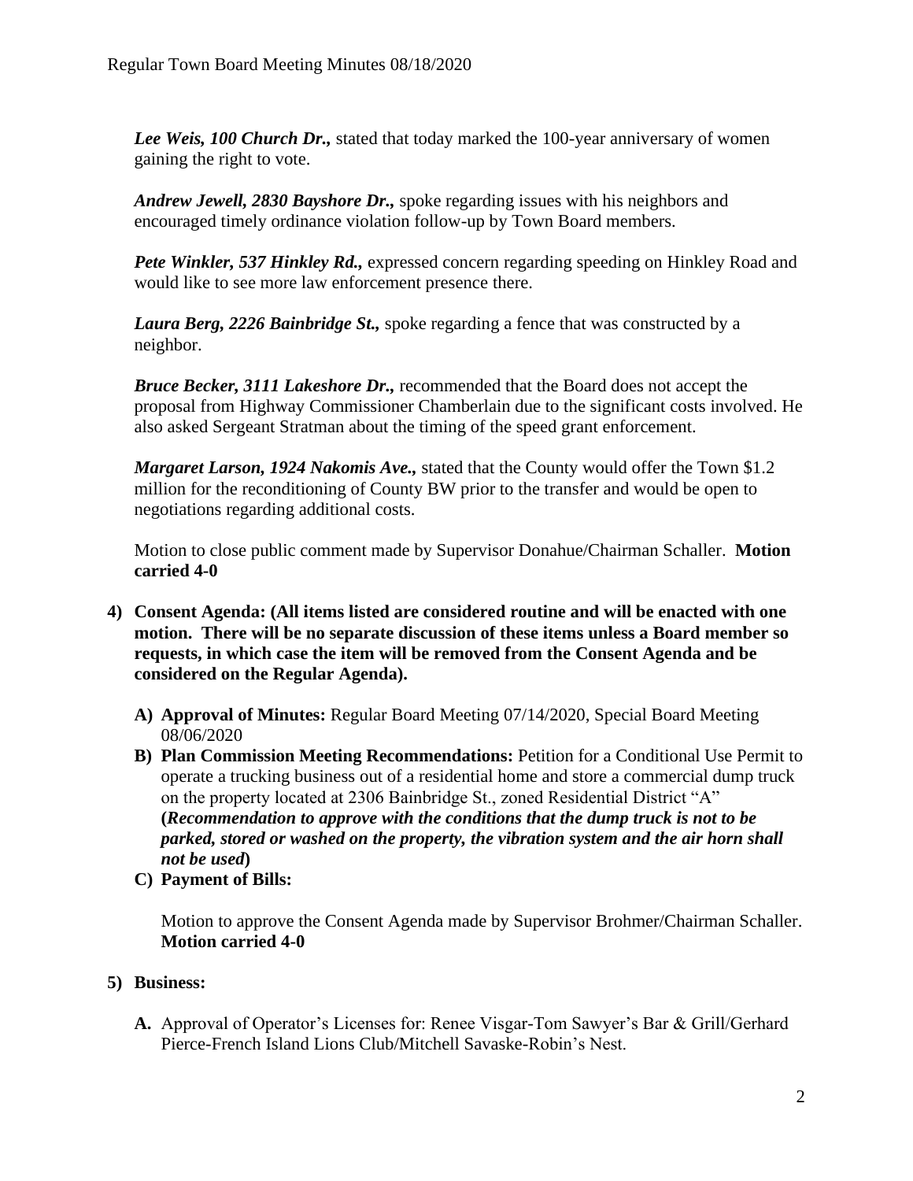***Lee Weis, 100 Church Dr.,*** stated that today marked the 100-year anniversary of women gaining the right to vote.

***Andrew Jewell, 2830 Bayshore Dr.,*** spoke regarding issues with his neighbors and encouraged timely ordinance violation follow-up by Town Board members.

***Pete Winkler, 537 Hinkley Rd.,*** expressed concern regarding speeding on Hinkley Road and would like to see more law enforcement presence there.

***Laura Berg, 2226 Bainbridge St.,*** spoke regarding a fence that was constructed by a neighbor.

***Bruce Becker, 3111 Lakeshore Dr.,*** recommended that the Board does not accept the proposal from Highway Commissioner Chamberlain due to the significant costs involved. He also asked Sergeant Stratman about the timing of the speed grant enforcement.

***Margaret Larson, 1924 Nakomis Ave.,*** stated that the County would offer the Town $1.2 million for the reconditioning of County BW prior to the transfer and would be open to negotiations regarding additional costs.

Motion to close public comment made by Supervisor Donahue/Chairman Schaller. **Motion carried 4-0**

**4) Consent Agenda: (All items listed are considered routine and will be enacted with one motion. There will be no separate discussion of these items unless a Board member so requests, in which case the item will be removed from the Consent Agenda and be considered on the Regular Agenda).**

- **A) Approval of Minutes:** Regular Board Meeting 07/14/2020, Special Board Meeting 08/06/2020
- **B) Plan Commission Meeting Recommendations:** Petition for a Conditional Use Permit to operate a trucking business out of a residential home and store a commercial dump truck on the property located at 2306 Bainbridge St., zoned Residential District "A" **(*Recommendation to approve with the conditions that the dump truck is not to be parked, stored or washed on the property, the vibration system and the air horn shall not be used*)**
- **C) Payment of Bills:**

Motion to approve the Consent Agenda made by Supervisor Brohmer/Chairman Schaller. **Motion carried 4-0**

**5) Business:**

**A.** Approval of Operator's Licenses for: Renee Visgar-Tom Sawyer's Bar & Grill/Gerhard Pierce-French Island Lions Club/Mitchell Savaske-Robin's Nest.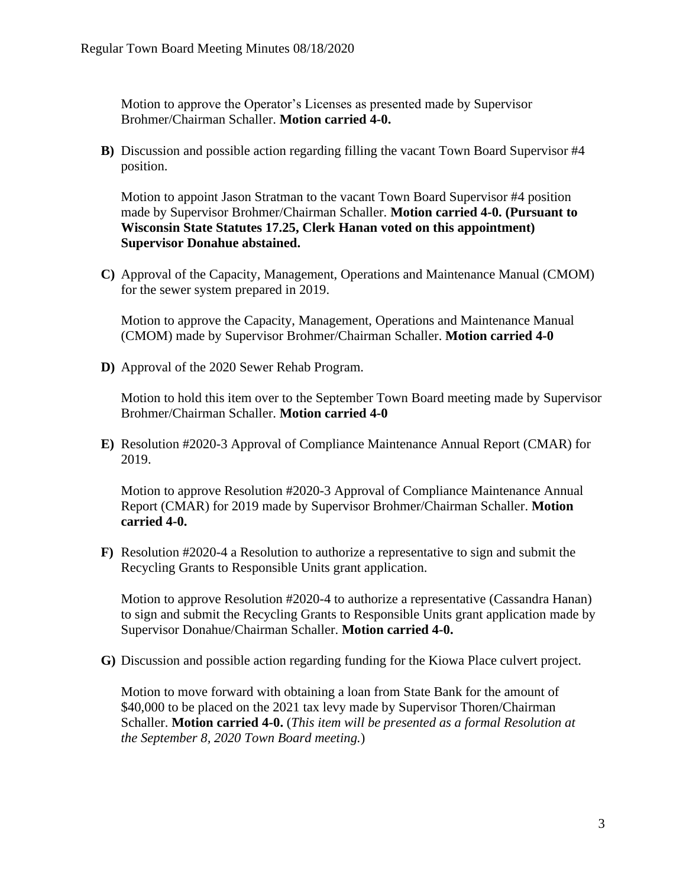Motion to approve the Operator's Licenses as presented made by Supervisor Brohmer/Chairman Schaller. **Motion carried 4-0.**

**B)** Discussion and possible action regarding filling the vacant Town Board Supervisor #4 position.

Motion to appoint Jason Stratman to the vacant Town Board Supervisor #4 position made by Supervisor Brohmer/Chairman Schaller. **Motion carried 4-0. (Pursuant to Wisconsin State Statutes 17.25, Clerk Hanan voted on this appointment) Supervisor Donahue abstained.**

**C)** Approval of the Capacity, Management, Operations and Maintenance Manual (CMOM) for the sewer system prepared in 2019.

Motion to approve the Capacity, Management, Operations and Maintenance Manual (CMOM) made by Supervisor Brohmer/Chairman Schaller. **Motion carried 4-0**

**D)** Approval of the 2020 Sewer Rehab Program.

Motion to hold this item over to the September Town Board meeting made by Supervisor Brohmer/Chairman Schaller. **Motion carried 4-0**

**E)** Resolution #2020-3 Approval of Compliance Maintenance Annual Report (CMAR) for 2019.

Motion to approve Resolution #2020-3 Approval of Compliance Maintenance Annual Report (CMAR) for 2019 made by Supervisor Brohmer/Chairman Schaller. **Motion carried 4-0.**

**F)** Resolution #2020-4 a Resolution to authorize a representative to sign and submit the Recycling Grants to Responsible Units grant application.

Motion to approve Resolution #2020-4 to authorize a representative (Cassandra Hanan) to sign and submit the Recycling Grants to Responsible Units grant application made by Supervisor Donahue/Chairman Schaller. **Motion carried 4-0.**

**G)** Discussion and possible action regarding funding for the Kiowa Place culvert project.

Motion to move forward with obtaining a loan from State Bank for the amount of $40,000 to be placed on the 2021 tax levy made by Supervisor Thoren/Chairman Schaller. **Motion carried 4-0.** (*This item will be presented as a formal Resolution at the September 8, 2020 Town Board meeting.*)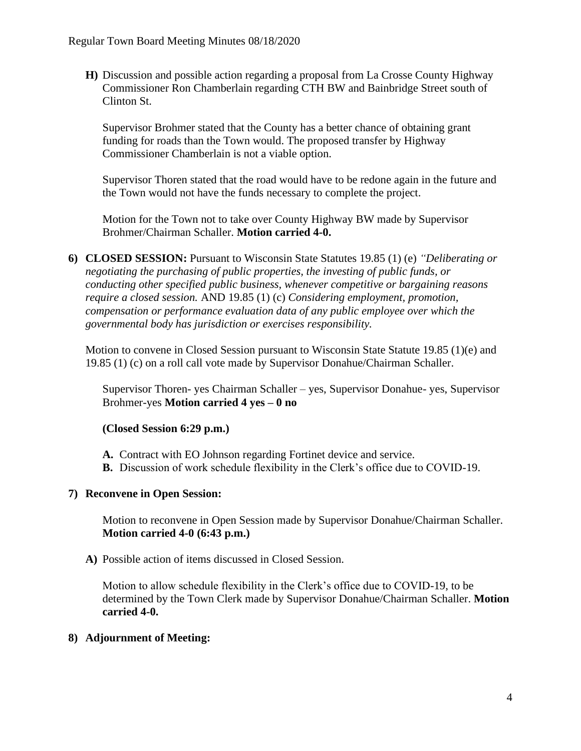**H)** Discussion and possible action regarding a proposal from La Crosse County Highway Commissioner Ron Chamberlain regarding CTH BW and Bainbridge Street south of Clinton St.

Supervisor Brohmer stated that the County has a better chance of obtaining grant funding for roads than the Town would. The proposed transfer by Highway Commissioner Chamberlain is not a viable option.

Supervisor Thoren stated that the road would have to be redone again in the future and the Town would not have the funds necessary to complete the project.

Motion for the Town not to take over County Highway BW made by Supervisor Brohmer/Chairman Schaller. **Motion carried 4-0.**

**6) CLOSED SESSION:** Pursuant to Wisconsin State Statutes 19.85 (1) (e) *"Deliberating or negotiating the purchasing of public properties, the investing of public funds, or conducting other specified public business, whenever competitive or bargaining reasons require a closed session.* AND 19.85 (1) (c) *Considering employment, promotion, compensation or performance evaluation data of any public employee over which the governmental body has jurisdiction or exercises responsibility.*

Motion to convene in Closed Session pursuant to Wisconsin State Statute 19.85 (1)(e) and 19.85 (1) (c) on a roll call vote made by Supervisor Donahue/Chairman Schaller.

Supervisor Thoren- yes Chairman Schaller – yes, Supervisor Donahue- yes, Supervisor Brohmer-yes **Motion carried 4 yes – 0 no**

**(Closed Session 6:29 p.m.)**

**A.** Contract with EO Johnson regarding Fortinet device and service.
**B.** Discussion of work schedule flexibility in the Clerk's office due to COVID-19.

**7) Reconvene in Open Session:**

Motion to reconvene in Open Session made by Supervisor Donahue/Chairman Schaller. **Motion carried 4-0 (6:43 p.m.)**

**A)** Possible action of items discussed in Closed Session.

Motion to allow schedule flexibility in the Clerk's office due to COVID-19, to be determined by the Town Clerk made by Supervisor Donahue/Chairman Schaller. **Motion carried 4-0.**

**8) Adjournment of Meeting:**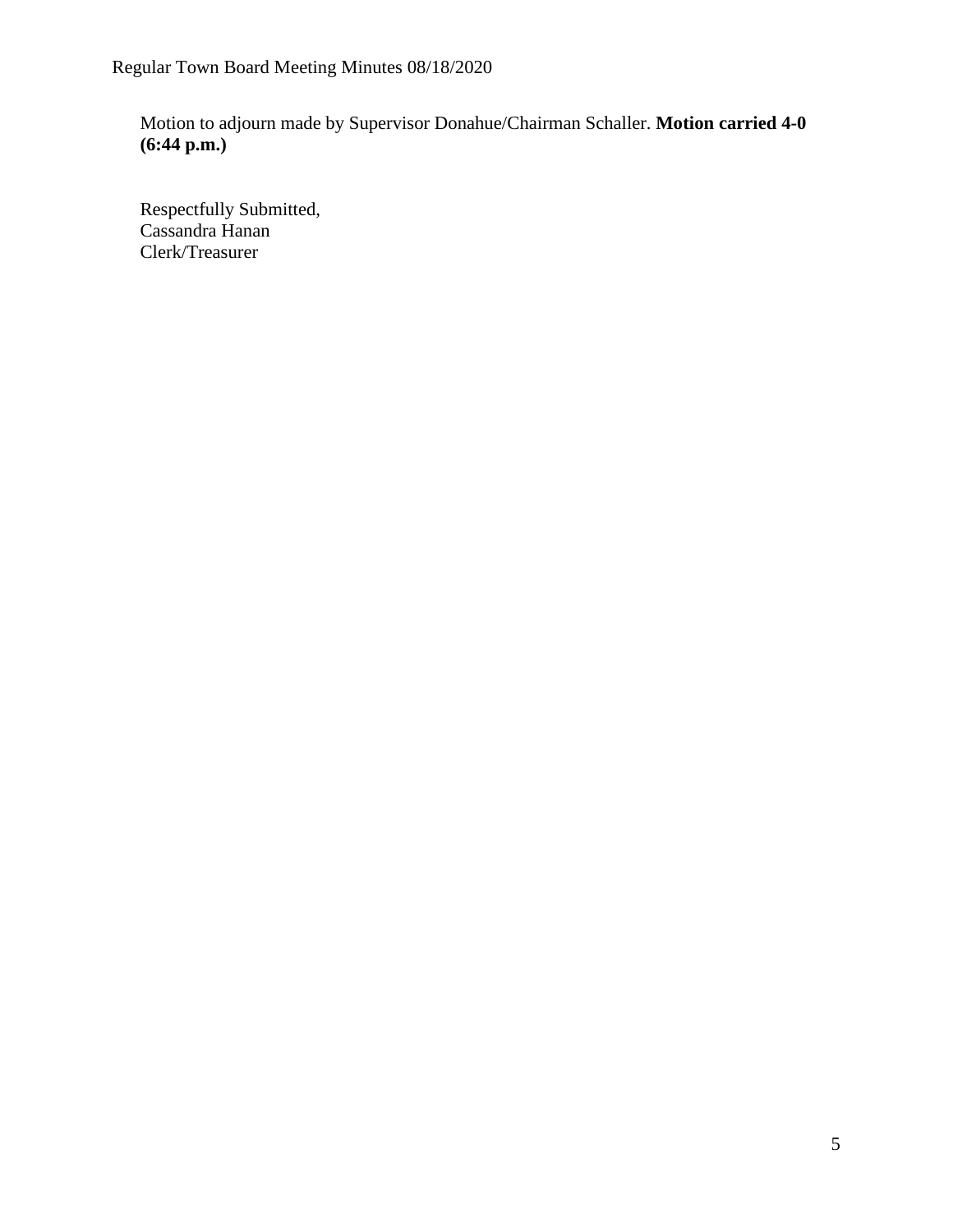Motion to adjourn made by Supervisor Donahue/Chairman Schaller. **Motion carried 4-0 (6:44 p.m.)**

Respectfully Submitted,
Cassandra Hanan
Clerk/Treasurer